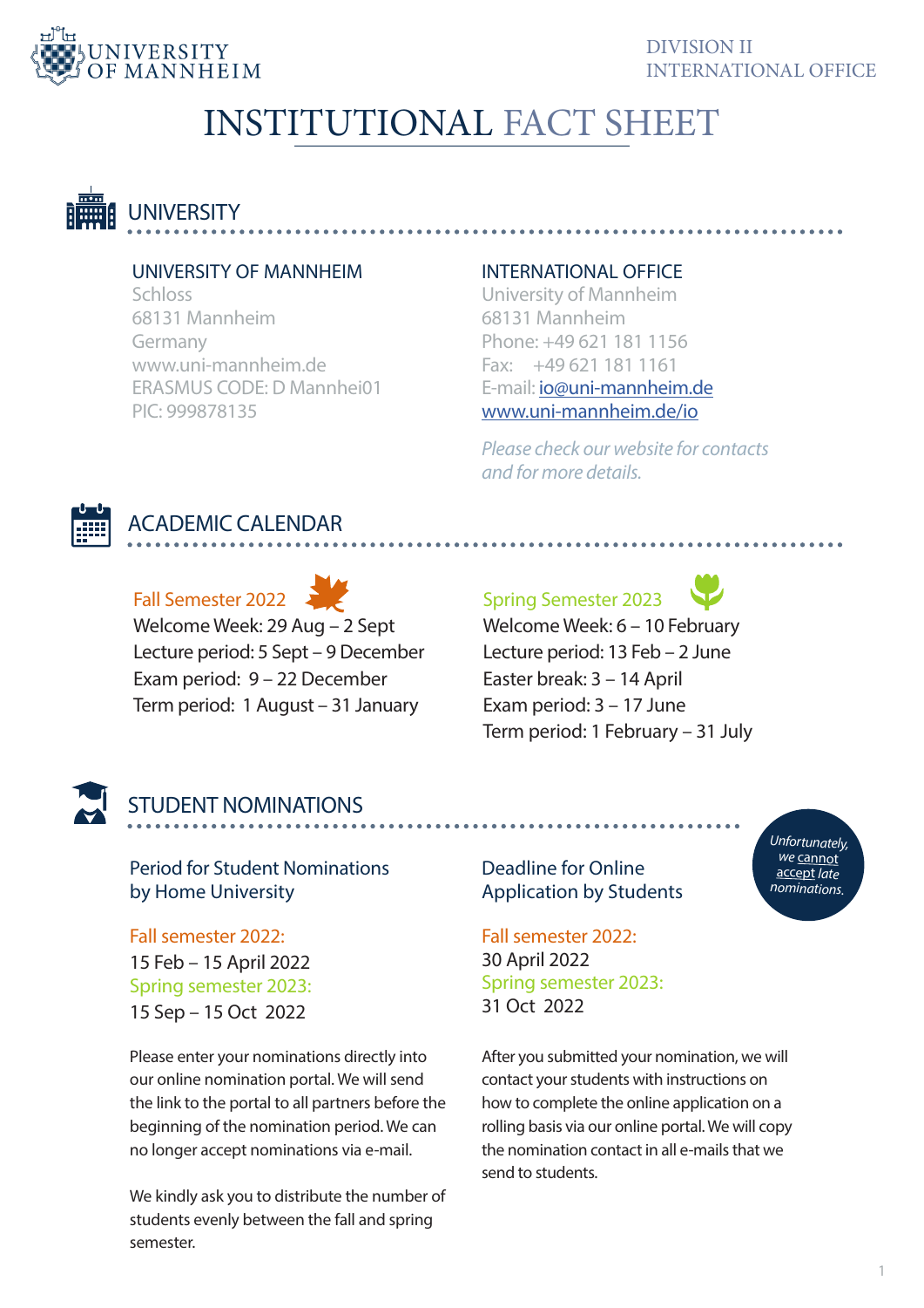UNIVERSITY OF MANNHEIM

DIVISION II
INTERNATIONAL OFFICE

# INSTITUTIONAL FACT SHEET

## UNIVERSITY

### UNIVERSITY OF MANNHEIM

Schloss
68131 Mannheim
Germany
www.uni-mannheim.de
ERASMUS CODE: D Mannhei01
PIC: 999878135

### INTERNATIONAL OFFICE

University of Mannheim
68131 Mannheim
Phone: +49 621 181 1156
Fax: +49 621 181 1161
E-mail: io@uni-mannheim.de
www.uni-mannheim.de/io

*Please check our website for contacts and for more details.*

## ACADEMIC CALENDAR

### Fall Semester 2022

Welcome Week: 29 Aug – 2 Sept
Lecture period: 5 Sept – 9 December
Exam period: 9 – 22 December
Term period: 1 August – 31 January

### Spring Semester 2023

Welcome Week: 6 – 10 February
Lecture period: 13 Feb – 2 June
Easter break: 3 – 14 April
Exam period: 3 – 17 June
Term period: 1 February – 31 July

## STUDENT NOMINATIONS

*Unfortunately, we cannot accept late nominations.*

### Period for Student Nominations by Home University

Fall semester 2022:
15 Feb – 15 April 2022
Spring semester 2023:
15 Sep – 15 Oct 2022

Please enter your nominations directly into our online nomination portal. We will send the link to the portal to all partners before the beginning of the nomination period. We can no longer accept nominations via e-mail.

We kindly ask you to distribute the number of students evenly between the fall and spring semester.

### Deadline for Online Application by Students

Fall semester 2022:
30 April 2022
Spring semester 2023:
31 Oct 2022

After you submitted your nomination, we will contact your students with instructions on how to complete the online application on a rolling basis via our online portal. We will copy the nomination contact in all e-mails that we send to students.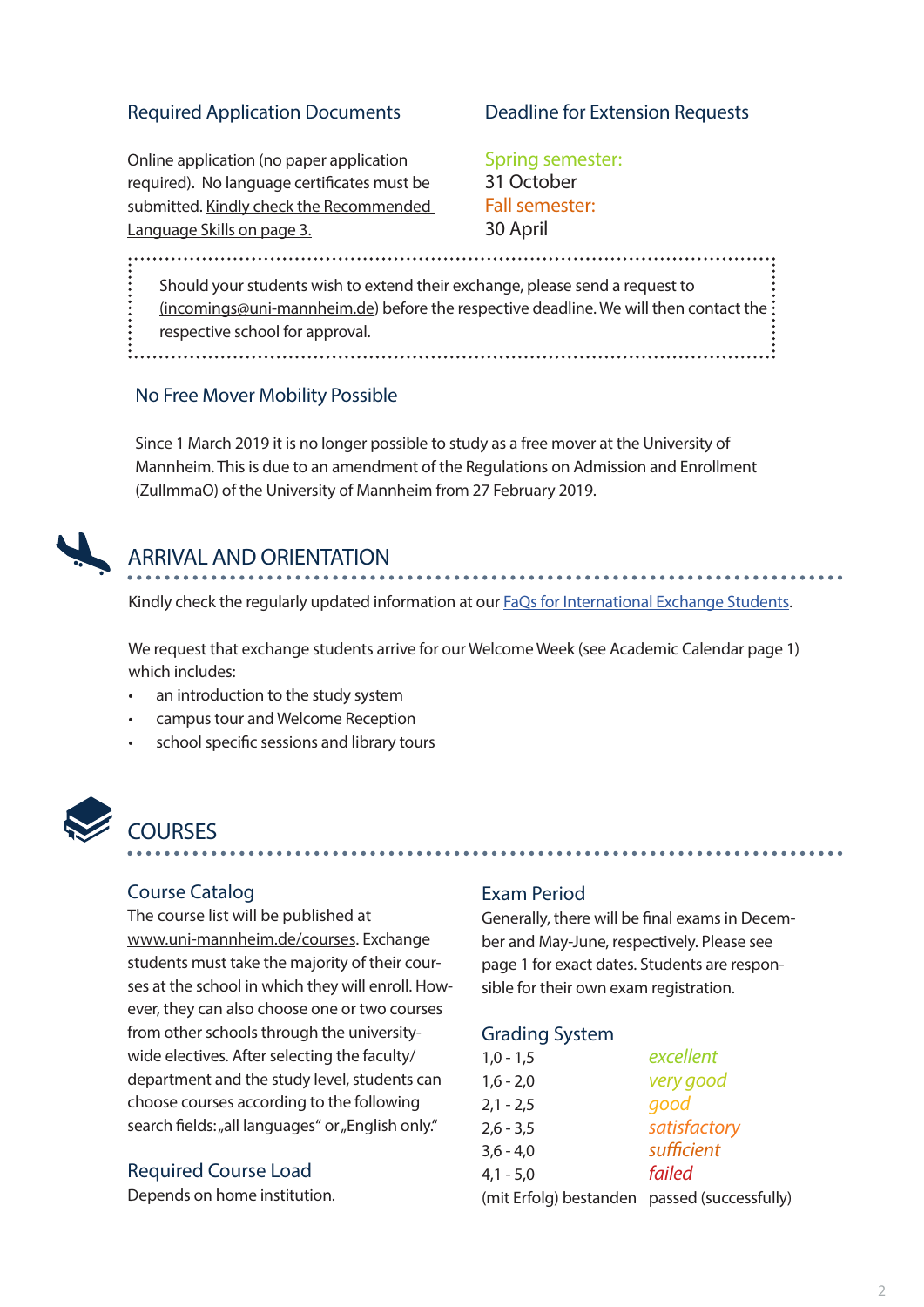### Required Application Documents

Online application (no paper application required). No language certificates must be submitted. Kindly check the Recommended Language Skills on page 3.

### Deadline for Extension Requests

Spring semester:
31 October
Fall semester:
30 April

Should your students wish to extend their exchange, please send a request to (incomings@uni-mannheim.de) before the respective deadline. We will then contact the respective school for approval.

### No Free Mover Mobility Possible

Since 1 March 2019 it is no longer possible to study as a free mover at the University of Mannheim. This is due to an amendment of the Regulations on Admission and Enrollment (ZulImmaO) of the University of Mannheim from 27 February 2019.

## ARRIVAL AND ORIENTATION

Kindly check the regularly updated information at our FaQs for International Exchange Students.

We request that exchange students arrive for our Welcome Week (see Academic Calendar page 1) which includes:

- an introduction to the study system
- campus tour and Welcome Reception
- school specific sessions and library tours

## COURSES

### Course Catalog

The course list will be published at www.uni-mannheim.de/courses. Exchange students must take the majority of their courses at the school in which they will enroll. However, they can also choose one or two courses from other schools through the university-wide electives. After selecting the faculty/department and the study level, students can choose courses according to the following search fields: „all languages" or „English only."

### Required Course Load

Depends on home institution.

### Exam Period

Generally, there will be final exams in December and May-June, respectively. Please see page 1 for exact dates. Students are responsible for their own exam registration.

### Grading System

| | |
|---|---|
| 1,0 - 1,5 | *excellent* |
| 1,6 - 2,0 | *very good* |
| 2,1 - 2,5 | *good* |
| 2,6 - 3,5 | *satisfactory* |
| 3,6 - 4,0 | *sufficient* |
| 4,1 - 5,0 | *failed* |
| (mit Erfolg) bestanden | passed (successfully) |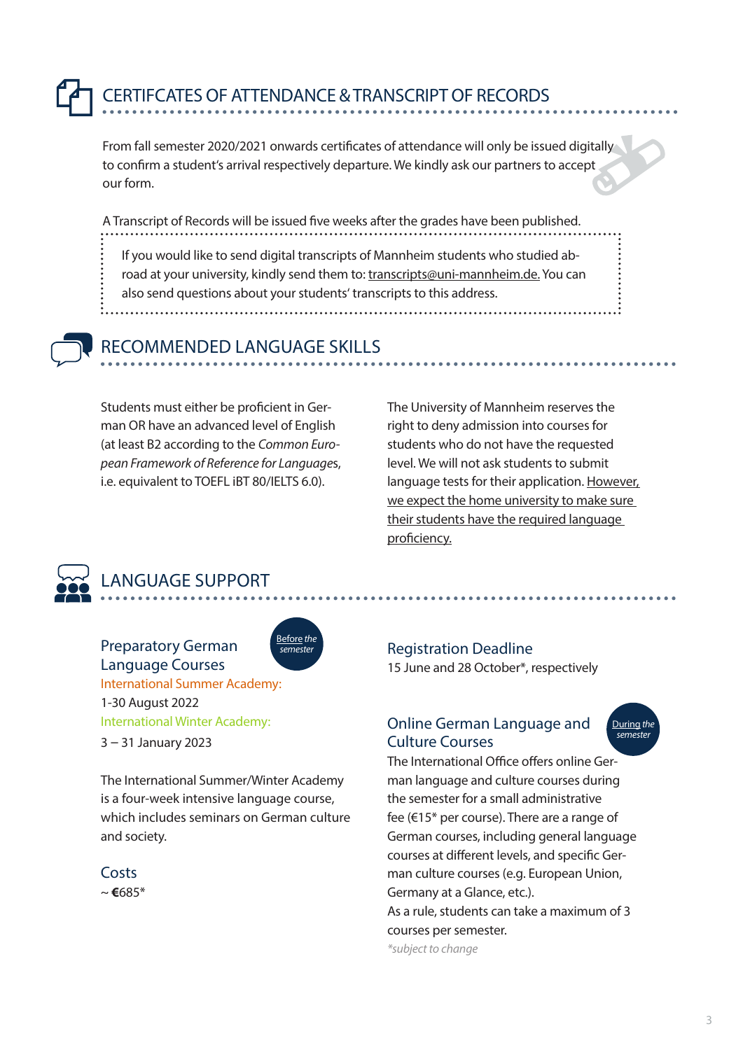## CERTIFCATES OF ATTENDANCE & TRANSCRIPT OF RECORDS

From fall semester 2020/2021 onwards certificates of attendance will only be issued digitally to confirm a student's arrival respectively departure. We kindly ask our partners to accept our form.

A Transcript of Records will be issued five weeks after the grades have been published.

> If you would like to send digital transcripts of Mannheim students who studied abroad at your university, kindly send them to: transcripts@uni-mannheim.de. You can also send questions about your students' transcripts to this address.

## RECOMMENDED LANGUAGE SKILLS

Students must either be proficient in German OR have an advanced level of English (at least B2 according to the *Common European Framework of Reference for Language*s, i.e. equivalent to TOEFL iBT 80/IELTS 6.0).

The University of Mannheim reserves the right to deny admission into courses for students who do not have the requested level. We will not ask students to submit language tests for their application. However, we expect the home university to make sure their students have the required language proficiency.

## LANGUAGE SUPPORT

### Preparatory German Language Courses

*Before the semester*

International Summer Academy:
1-30 August 2022

International Winter Academy:
3 – 31 January 2023

The International Summer/Winter Academy is a four-week intensive language course, which includes seminars on German culture and society.

### Costs

~ **€**685*

### Registration Deadline

15 June and 28 October*, respectively

### Online German Language and Culture Courses

*During the semester*

The International Office offers online German language and culture courses during the semester for a small administrative fee (€15* per course). There are a range of German courses, including general language courses at different levels, and specific German culture courses (e.g. European Union, Germany at a Glance, etc.).
As a rule, students can take a maximum of 3 courses per semester.

*\*subject to change*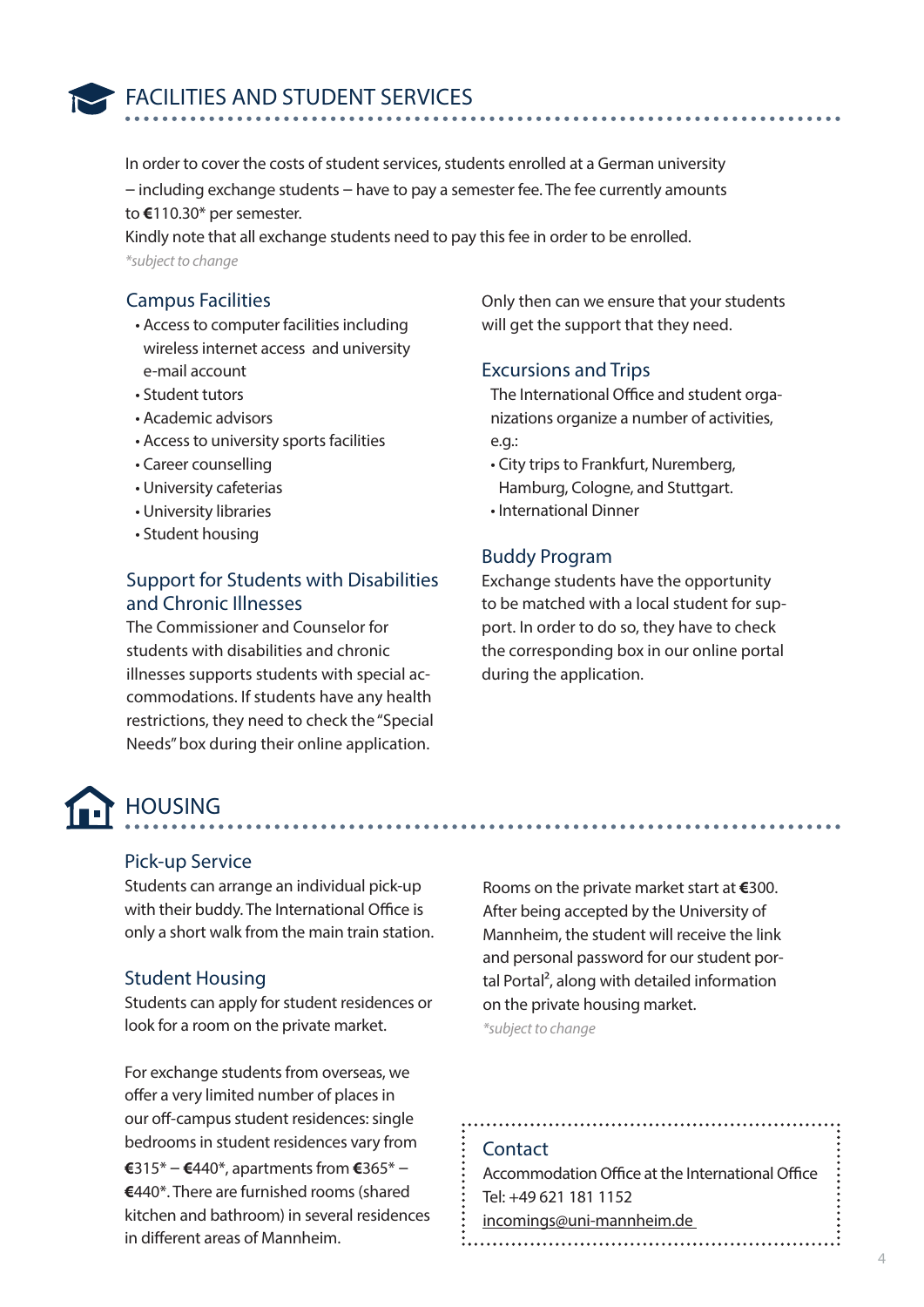# FACILITIES AND STUDENT SERVICES

In order to cover the costs of student services, students enrolled at a German university – including exchange students – have to pay a semester fee. The fee currently amounts to €110.30* per semester.
Kindly note that all exchange students need to pay this fee in order to be enrolled.

*\*subject to change*

## Campus Facilities

- Access to computer facilities including wireless internet access and university e-mail account
- Student tutors
- Academic advisors
- Access to university sports facilities
- Career counselling
- University cafeterias
- University libraries
- Student housing

## Support for Students with Disabilities and Chronic Illnesses

The Commissioner and Counselor for students with disabilities and chronic illnesses supports students with special accommodations. If students have any health restrictions, they need to check the "Special Needs" box during their online application. Only then can we ensure that your students will get the support that they need.

## Excursions and Trips

The International Office and student organizations organize a number of activities, e.g.:

- City trips to Frankfurt, Nuremberg, Hamburg, Cologne, and Stuttgart.
- International Dinner

## Buddy Program

Exchange students have the opportunity to be matched with a local student for support. In order to do so, they have to check the corresponding box in our online portal during the application.

# HOUSING

## Pick-up Service

Students can arrange an individual pick-up with their buddy. The International Office is only a short walk from the main train station.

## Student Housing

Students can apply for student residences or look for a room on the private market.

For exchange students from overseas, we offer a very limited number of places in our off-campus student residences: single bedrooms in student residences vary from €315* – €440*, apartments from €365* – €440*. There are furnished rooms (shared kitchen and bathroom) in several residences in different areas of Mannheim.

Rooms on the private market start at €300. After being accepted by the University of Mannheim, the student will receive the link and personal password for our student portal Portal[2], along with detailed information on the private housing market.

*\*subject to change*

## Contact

Accommodation Office at the International Office
Tel: +49 621 181 1152
incomings@uni-mannheim.de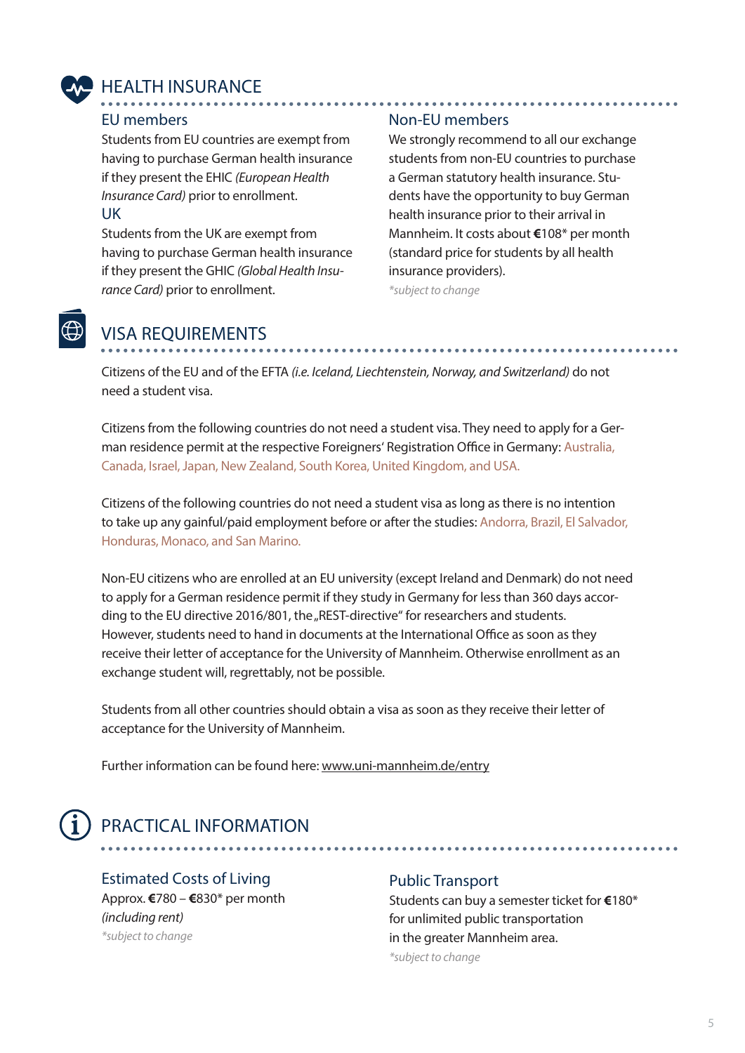## HEALTH INSURANCE

### EU members

Students from EU countries are exempt from having to purchase German health insurance if they present the EHIC *(European Health Insurance Card)* prior to enrollment.

### UK

Students from the UK are exempt from having to purchase German health insurance if they present the GHIC *(Global Health Insurance Card)* prior to enrollment.

### Non-EU members

We strongly recommend to all our exchange students from non-EU countries to purchase a German statutory health insurance. Students have the opportunity to buy German health insurance prior to their arrival in Mannheim. It costs about **€**108* per month (standard price for students by all health insurance providers).

*\*subject to change*

## VISA REQUIREMENTS

Citizens of the EU and of the EFTA *(i.e. Iceland, Liechtenstein, Norway, and Switzerland)* do not need a student visa.

Citizens from the following countries do not need a student visa. They need to apply for a German residence permit at the respective Foreigners' Registration Office in Germany: Australia, Canada, Israel, Japan, New Zealand, South Korea, United Kingdom, and USA.

Citizens of the following countries do not need a student visa as long as there is no intention to take up any gainful/paid employment before or after the studies: Andorra, Brazil, El Salvador, Honduras, Monaco, and San Marino.

Non-EU citizens who are enrolled at an EU university (except Ireland and Denmark) do not need to apply for a German residence permit if they study in Germany for less than 360 days according to the EU directive 2016/801, the „REST-directive" for researchers and students. However, students need to hand in documents at the International Office as soon as they receive their letter of acceptance for the University of Mannheim. Otherwise enrollment as an exchange student will, regrettably, not be possible.

Students from all other countries should obtain a visa as soon as they receive their letter of acceptance for the University of Mannheim.

Further information can be found here: www.uni-mannheim.de/entry

## PRACTICAL INFORMATION

### Estimated Costs of Living

Approx. **€**780 – **€**830* per month *(including rent)*

*\*subject to change*

### Public Transport

Students can buy a semester ticket for **€**180* for unlimited public transportation in the greater Mannheim area.

*\*subject to change*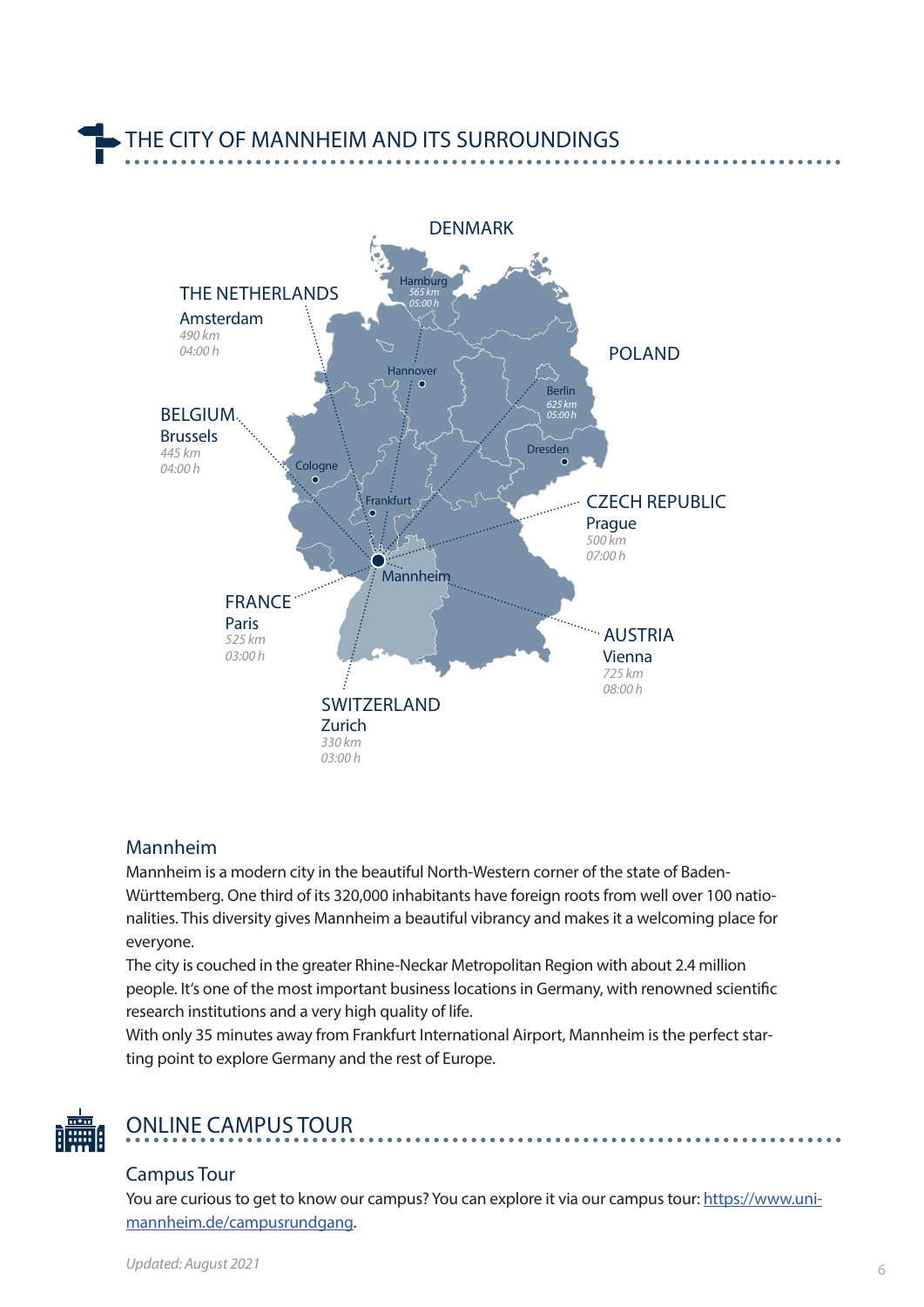## THE CITY OF MANNHEIM AND ITS SURROUNDINGS

DENMARK

Hamburg
565 km
05:00 h

THE NETHERLANDS
Amsterdam
490 km
04:00 h

POLAND

Hannover

Berlin
625 km
05:00 h

BELGIUM
Brussels
445 km
04:00 h

Dresden

Cologne

Frankfurt

CZECH REPUBLIC
Prague
500 km
07:00 h

Mannheim

FRANCE
Paris
525 km
03:00 h

AUSTRIA
Vienna
725 km
08:00 h

SWITZERLAND
Zurich
330 km
03:00 h

### Mannheim

Mannheim is a modern city in the beautiful North-Western corner of the state of Baden-Württemberg. One third of its 320,000 inhabitants have foreign roots from well over 100 nationalities. This diversity gives Mannheim a beautiful vibrancy and makes it a welcoming place for everyone.

The city is couched in the greater Rhine-Neckar Metropolitan Region with about 2.4 million people. It's one of the most important business locations in Germany, with renowned scientific research institutions and a very high quality of life.

With only 35 minutes away from Frankfurt International Airport, Mannheim is the perfect starting point to explore Germany and the rest of Europe.

## ONLINE CAMPUS TOUR

### Campus Tour

You are curious to get to know our campus? You can explore it via our campus tour: https://www.uni-mannheim.de/campusrundgang.

*Updated: August 2021*